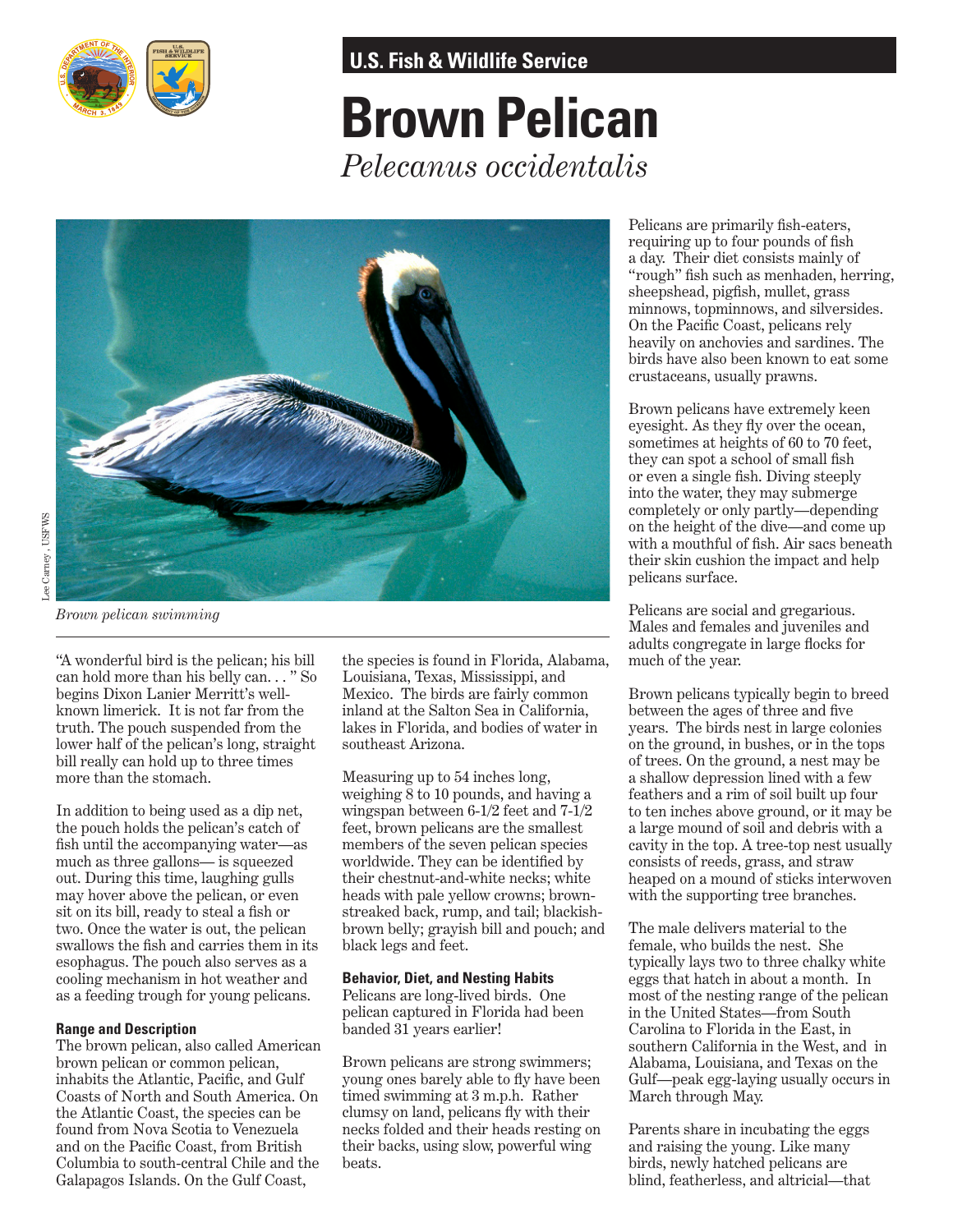U.S. Fish & Wildlife Service

# Brown Pelican

*Pelecanus occidentalis*

Lee Carney , USFWS

*Brown pelican swimming*

"A wonderful bird is the pelican; his bill can hold more than his belly can. . . " So begins Dixon Lanier Merritt's well-known limerick. It is not far from the truth. The pouch suspended from the lower half of the pelican's long, straight bill really can hold up to three times more than the stomach.

In addition to being used as a dip net, the pouch holds the pelican's catch of fish until the accompanying water—as much as three gallons— is squeezed out. During this time, laughing gulls may hover above the pelican, or even sit on its bill, ready to steal a fish or two. Once the water is out, the pelican swallows the fish and carries them in its esophagus. The pouch also serves as a cooling mechanism in hot weather and as a feeding trough for young pelicans.

## Range and Description

The brown pelican, also called American brown pelican or common pelican, inhabits the Atlantic, Pacific, and Gulf Coasts of North and South America. On the Atlantic Coast, the species can be found from Nova Scotia to Venezuela and on the Pacific Coast, from British Columbia to south-central Chile and the Galapagos Islands. On the Gulf Coast, the species is found in Florida, Alabama, Louisiana, Texas, Mississippi, and Mexico. The birds are fairly common inland at the Salton Sea in California, lakes in Florida, and bodies of water in southeast Arizona.

Measuring up to 54 inches long, weighing 8 to 10 pounds, and having a wingspan between 6-1/2 feet and 7-1/2 feet, brown pelicans are the smallest members of the seven pelican species worldwide. They can be identified by their chestnut-and-white necks; white heads with pale yellow crowns; brown-streaked back, rump, and tail; blackish-brown belly; grayish bill and pouch; and black legs and feet.

## Behavior, Diet, and Nesting Habits

Pelicans are long-lived birds. One pelican captured in Florida had been banded 31 years earlier!

Brown pelicans are strong swimmers; young ones barely able to fly have been timed swimming at 3 m.p.h. Rather clumsy on land, pelicans fly with their necks folded and their heads resting on their backs, using slow, powerful wing beats.

Pelicans are primarily fish-eaters, requiring up to four pounds of fish a day. Their diet consists mainly of "rough" fish such as menhaden, herring, sheepshead, pigfish, mullet, grass minnows, topminnows, and silversides. On the Pacific Coast, pelicans rely heavily on anchovies and sardines. The birds have also been known to eat some crustaceans, usually prawns.

Brown pelicans have extremely keen eyesight. As they fly over the ocean, sometimes at heights of 60 to 70 feet, they can spot a school of small fish or even a single fish. Diving steeply into the water, they may submerge completely or only partly—depending on the height of the dive—and come up with a mouthful of fish. Air sacs beneath their skin cushion the impact and help pelicans surface.

Pelicans are social and gregarious. Males and females and juveniles and adults congregate in large flocks for much of the year.

Brown pelicans typically begin to breed between the ages of three and five years. The birds nest in large colonies on the ground, in bushes, or in the tops of trees. On the ground, a nest may be a shallow depression lined with a few feathers and a rim of soil built up four to ten inches above ground, or it may be a large mound of soil and debris with a cavity in the top. A tree-top nest usually consists of reeds, grass, and straw heaped on a mound of sticks interwoven with the supporting tree branches.

The male delivers material to the female, who builds the nest. She typically lays two to three chalky white eggs that hatch in about a month. In most of the nesting range of the pelican in the United States—from South Carolina to Florida in the East, in southern California in the West, and in Alabama, Louisiana, and Texas on the Gulf—peak egg-laying usually occurs in March through May.

Parents share in incubating the eggs and raising the young. Like many birds, newly hatched pelicans are blind, featherless, and altricial—that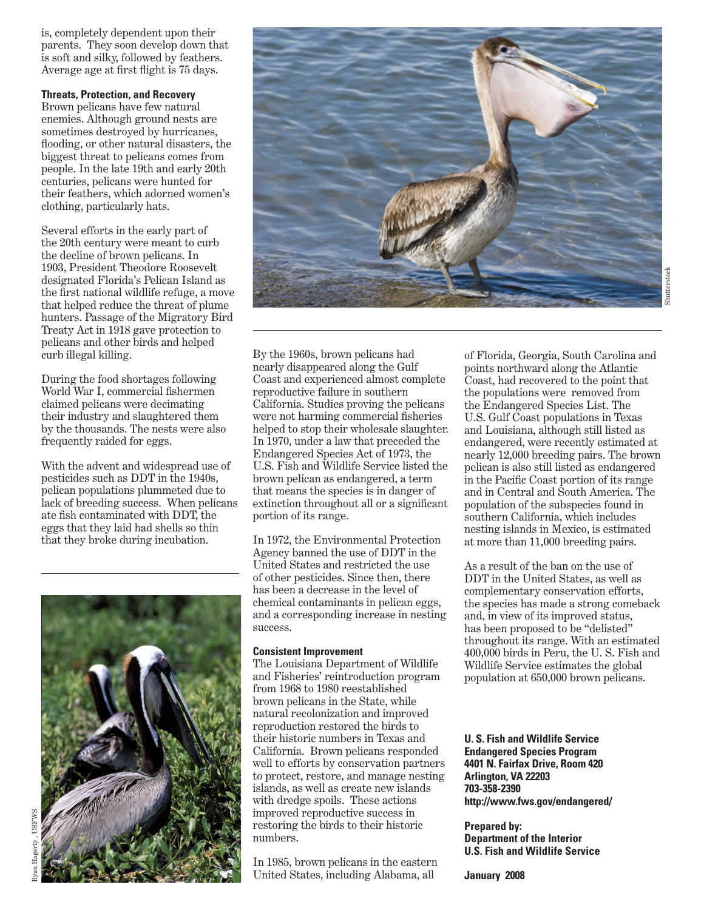is, completely dependent upon their parents. They soon develop down that is soft and silky, followed by feathers. Average age at first flight is 75 days.

**Threats, Protection, and Recovery**

Brown pelicans have few natural enemies. Although ground nests are sometimes destroyed by hurricanes, flooding, or other natural disasters, the biggest threat to pelicans comes from people. In the late 19th and early 20th centuries, pelicans were hunted for their feathers, which adorned women's clothing, particularly hats.

Several efforts in the early part of the 20th century were meant to curb the decline of brown pelicans. In 1903, President Theodore Roosevelt designated Florida's Pelican Island as the first national wildlife refuge, a move that helped reduce the threat of plume hunters. Passage of the Migratory Bird Treaty Act in 1918 gave protection to pelicans and other birds and helped curb illegal killing.

During the food shortages following World War I, commercial fishermen claimed pelicans were decimating their industry and slaughtered them by the thousands. The nests were also frequently raided for eggs.

With the advent and widespread use of pesticides such as DDT in the 1940s, pelican populations plummeted due to lack of breeding success. When pelicans ate fish contaminated with DDT, the eggs that they laid had shells so thin that they broke during incubation.

Shutterstock

Ryan Hagerty, USFWS

By the 1960s, brown pelicans had nearly disappeared along the Gulf Coast and experienced almost complete reproductive failure in southern California. Studies proving the pelicans were not harming commercial fisheries helped to stop their wholesale slaughter. In 1970, under a law that preceded the Endangered Species Act of 1973, the U.S. Fish and Wildlife Service listed the brown pelican as endangered, a term that means the species is in danger of extinction throughout all or a significant portion of its range.

In 1972, the Environmental Protection Agency banned the use of DDT in the United States and restricted the use of other pesticides. Since then, there has been a decrease in the level of chemical contaminants in pelican eggs, and a corresponding increase in nesting success.

**Consistent Improvement**

The Louisiana Department of Wildlife and Fisheries' reintroduction program from 1968 to 1980 reestablished brown pelicans in the State, while natural recolonization and improved reproduction restored the birds to their historic numbers in Texas and California. Brown pelicans responded well to efforts by conservation partners to protect, restore, and manage nesting islands, as well as create new islands with dredge spoils. These actions improved reproductive success in restoring the birds to their historic numbers.

In 1985, brown pelicans in the eastern United States, including Alabama, all of Florida, Georgia, South Carolina and points northward along the Atlantic Coast, had recovered to the point that the populations were removed from the Endangered Species List. The U.S. Gulf Coast populations in Texas and Louisiana, although still listed as endangered, were recently estimated at nearly 12,000 breeding pairs. The brown pelican is also still listed as endangered in the Pacific Coast portion of its range and in Central and South America. The population of the subspecies found in southern California, which includes nesting islands in Mexico, is estimated at more than 11,000 breeding pairs.

As a result of the ban on the use of DDT in the United States, as well as complementary conservation efforts, the species has made a strong comeback and, in view of its improved status, has been proposed to be "delisted" throughout its range. With an estimated 400,000 birds in Peru, the U. S. Fish and Wildlife Service estimates the global population at 650,000 brown pelicans.

**U. S. Fish and Wildlife Service**
**Endangered Species Program**
**4401 N. Fairfax Drive, Room 420**
**Arlington, VA 22203**
**703-358-2390**
**http://www.fws.gov/endangered/**

**Prepared by:**
**Department of the Interior**
**U.S. Fish and Wildlife Service**

**January 2008**